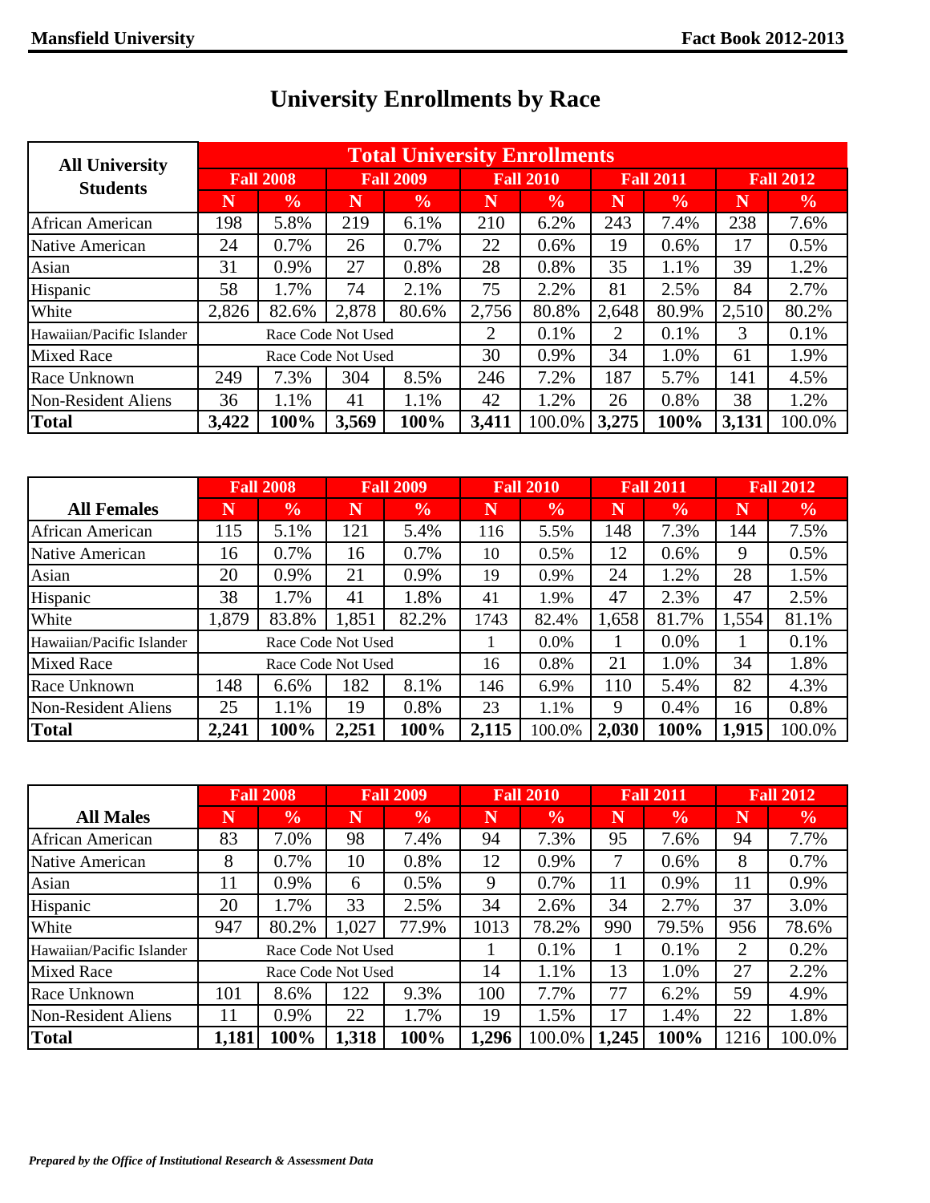# University Enrollments by Race

| All University Students | Total University Enrollments | | | | | | | | | |
|---|---|---|---|---|---|---|---|---|---|---|
| | Fall 2008 | | Fall 2009 | | Fall 2010 | | Fall 2011 | | Fall 2012 | |
| | N | % | N | % | N | % | N | % | N | % |
| African American | 198 | 5.8% | 219 | 6.1% | 210 | 6.2% | 243 | 7.4% | 238 | 7.6% |
| Native American | 24 | 0.7% | 26 | 0.7% | 22 | 0.6% | 19 | 0.6% | 17 | 0.5% |
| Asian | 31 | 0.9% | 27 | 0.8% | 28 | 0.8% | 35 | 1.1% | 39 | 1.2% |
| Hispanic | 58 | 1.7% | 74 | 2.1% | 75 | 2.2% | 81 | 2.5% | 84 | 2.7% |
| White | 2,826 | 82.6% | 2,878 | 80.6% | 2,756 | 80.8% | 2,648 | 80.9% | 2,510 | 80.2% |
| Hawaiian/Pacific Islander | Race Code Not Used | | | | 2 | 0.1% | 2 | 0.1% | 3 | 0.1% |
| Mixed Race | Race Code Not Used | | | | 30 | 0.9% | 34 | 1.0% | 61 | 1.9% |
| Race Unknown | 249 | 7.3% | 304 | 8.5% | 246 | 7.2% | 187 | 5.7% | 141 | 4.5% |
| Non-Resident Aliens | 36 | 1.1% | 41 | 1.1% | 42 | 1.2% | 26 | 0.8% | 38 | 1.2% |
| **Total** | **3,422** | **100%** | **3,569** | **100%** | **3,411** | 100.0% | **3,275** | **100%** | **3,131** | 100.0% |

| All Females | Fall 2008 | | Fall 2009 | | Fall 2010 | | Fall 2011 | | Fall 2012 | |
|---|---|---|---|---|---|---|---|---|---|---|
| | N | % | N | % | N | % | N | % | N | % |
| African American | 115 | 5.1% | 121 | 5.4% | 116 | 5.5% | 148 | 7.3% | 144 | 7.5% |
| Native American | 16 | 0.7% | 16 | 0.7% | 10 | 0.5% | 12 | 0.6% | 9 | 0.5% |
| Asian | 20 | 0.9% | 21 | 0.9% | 19 | 0.9% | 24 | 1.2% | 28 | 1.5% |
| Hispanic | 38 | 1.7% | 41 | 1.8% | 41 | 1.9% | 47 | 2.3% | 47 | 2.5% |
| White | 1,879 | 83.8% | 1,851 | 82.2% | 1743 | 82.4% | 1,658 | 81.7% | 1,554 | 81.1% |
| Hawaiian/Pacific Islander | Race Code Not Used | | | | 1 | 0.0% | 1 | 0.0% | 1 | 0.1% |
| Mixed Race | Race Code Not Used | | | | 16 | 0.8% | 21 | 1.0% | 34 | 1.8% |
| Race Unknown | 148 | 6.6% | 182 | 8.1% | 146 | 6.9% | 110 | 5.4% | 82 | 4.3% |
| Non-Resident Aliens | 25 | 1.1% | 19 | 0.8% | 23 | 1.1% | 9 | 0.4% | 16 | 0.8% |
| **Total** | **2,241** | **100%** | **2,251** | **100%** | **2,115** | 100.0% | **2,030** | **100%** | **1,915** | 100.0% |

| All Males | Fall 2008 | | Fall 2009 | | Fall 2010 | | Fall 2011 | | Fall 2012 | |
|---|---|---|---|---|---|---|---|---|---|---|
| | N | % | N | % | N | % | N | % | N | % |
| African American | 83 | 7.0% | 98 | 7.4% | 94 | 7.3% | 95 | 7.6% | 94 | 7.7% |
| Native American | 8 | 0.7% | 10 | 0.8% | 12 | 0.9% | 7 | 0.6% | 8 | 0.7% |
| Asian | 11 | 0.9% | 6 | 0.5% | 9 | 0.7% | 11 | 0.9% | 11 | 0.9% |
| Hispanic | 20 | 1.7% | 33 | 2.5% | 34 | 2.6% | 34 | 2.7% | 37 | 3.0% |
| White | 947 | 80.2% | 1,027 | 77.9% | 1013 | 78.2% | 990 | 79.5% | 956 | 78.6% |
| Hawaiian/Pacific Islander | Race Code Not Used | | | | 1 | 0.1% | 1 | 0.1% | 2 | 0.2% |
| Mixed Race | Race Code Not Used | | | | 14 | 1.1% | 13 | 1.0% | 27 | 2.2% |
| Race Unknown | 101 | 8.6% | 122 | 9.3% | 100 | 7.7% | 77 | 6.2% | 59 | 4.9% |
| Non-Resident Aliens | 11 | 0.9% | 22 | 1.7% | 19 | 1.5% | 17 | 1.4% | 22 | 1.8% |
| **Total** | **1,181** | **100%** | **1,318** | **100%** | **1,296** | 100.0% | **1,245** | **100%** | 1216 | 100.0% |

*Prepared by the Office of Institutional Research & Assessment Data*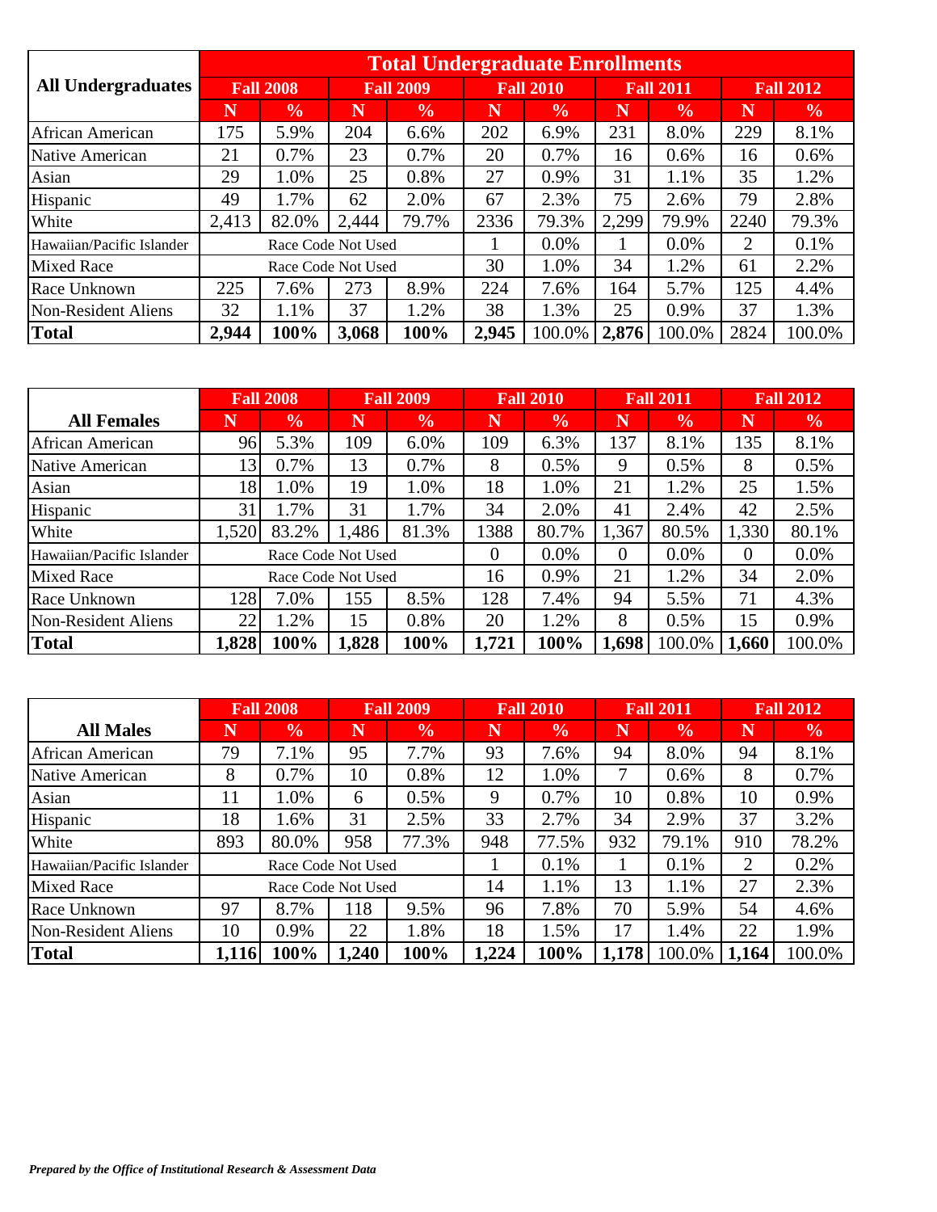| All Undergraduates | Total Undergraduate Enrollments | | | | | | | | | |
|---|---|---|---|---|---|---|---|---|---|---|
| | Fall 2008 | | Fall 2009 | | Fall 2010 | | Fall 2011 | | Fall 2012 | |
| | N | % | N | % | N | % | N | % | N | % |
| African American | 175 | 5.9% | 204 | 6.6% | 202 | 6.9% | 231 | 8.0% | 229 | 8.1% |
| Native American | 21 | 0.7% | 23 | 0.7% | 20 | 0.7% | 16 | 0.6% | 16 | 0.6% |
| Asian | 29 | 1.0% | 25 | 0.8% | 27 | 0.9% | 31 | 1.1% | 35 | 1.2% |
| Hispanic | 49 | 1.7% | 62 | 2.0% | 67 | 2.3% | 75 | 2.6% | 79 | 2.8% |
| White | 2,413 | 82.0% | 2,444 | 79.7% | 2336 | 79.3% | 2,299 | 79.9% | 2240 | 79.3% |
| Hawaiian/Pacific Islander | Race Code Not Used | | | | 1 | 0.0% | 1 | 0.0% | 2 | 0.1% |
| Mixed Race | Race Code Not Used | | | | 30 | 1.0% | 34 | 1.2% | 61 | 2.2% |
| Race Unknown | 225 | 7.6% | 273 | 8.9% | 224 | 7.6% | 164 | 5.7% | 125 | 4.4% |
| Non-Resident Aliens | 32 | 1.1% | 37 | 1.2% | 38 | 1.3% | 25 | 0.9% | 37 | 1.3% |
| **Total** | **2,944** | **100%** | **3,068** | **100%** | **2,945** | 100.0% | **2,876** | 100.0% | 2824 | 100.0% |

| All Females | Fall 2008 | | Fall 2009 | | Fall 2010 | | Fall 2011 | | Fall 2012 | |
|---|---|---|---|---|---|---|---|---|---|---|
| | N | % | N | % | N | % | N | % | N | % |
| African American | 96 | 5.3% | 109 | 6.0% | 109 | 6.3% | 137 | 8.1% | 135 | 8.1% |
| Native American | 13 | 0.7% | 13 | 0.7% | 8 | 0.5% | 9 | 0.5% | 8 | 0.5% |
| Asian | 18 | 1.0% | 19 | 1.0% | 18 | 1.0% | 21 | 1.2% | 25 | 1.5% |
| Hispanic | 31 | 1.7% | 31 | 1.7% | 34 | 2.0% | 41 | 2.4% | 42 | 2.5% |
| White | 1,520 | 83.2% | 1,486 | 81.3% | 1388 | 80.7% | 1,367 | 80.5% | 1,330 | 80.1% |
| Hawaiian/Pacific Islander | Race Code Not Used | | | | 0 | 0.0% | 0 | 0.0% | 0 | 0.0% |
| Mixed Race | Race Code Not Used | | | | 16 | 0.9% | 21 | 1.2% | 34 | 2.0% |
| Race Unknown | 128 | 7.0% | 155 | 8.5% | 128 | 7.4% | 94 | 5.5% | 71 | 4.3% |
| Non-Resident Aliens | 22 | 1.2% | 15 | 0.8% | 20 | 1.2% | 8 | 0.5% | 15 | 0.9% |
| **Total** | **1,828** | **100%** | **1,828** | **100%** | **1,721** | **100%** | **1,698** | 100.0% | **1,660** | 100.0% |

| All Males | Fall 2008 | | Fall 2009 | | Fall 2010 | | Fall 2011 | | Fall 2012 | |
|---|---|---|---|---|---|---|---|---|---|---|
| | N | % | N | % | N | % | N | % | N | % |
| African American | 79 | 7.1% | 95 | 7.7% | 93 | 7.6% | 94 | 8.0% | 94 | 8.1% |
| Native American | 8 | 0.7% | 10 | 0.8% | 12 | 1.0% | 7 | 0.6% | 8 | 0.7% |
| Asian | 11 | 1.0% | 6 | 0.5% | 9 | 0.7% | 10 | 0.8% | 10 | 0.9% |
| Hispanic | 18 | 1.6% | 31 | 2.5% | 33 | 2.7% | 34 | 2.9% | 37 | 3.2% |
| White | 893 | 80.0% | 958 | 77.3% | 948 | 77.5% | 932 | 79.1% | 910 | 78.2% |
| Hawaiian/Pacific Islander | Race Code Not Used | | | | 1 | 0.1% | 1 | 0.1% | 2 | 0.2% |
| Mixed Race | Race Code Not Used | | | | 14 | 1.1% | 13 | 1.1% | 27 | 2.3% |
| Race Unknown | 97 | 8.7% | 118 | 9.5% | 96 | 7.8% | 70 | 5.9% | 54 | 4.6% |
| Non-Resident Aliens | 10 | 0.9% | 22 | 1.8% | 18 | 1.5% | 17 | 1.4% | 22 | 1.9% |
| **Total** | **1,116** | **100%** | **1,240** | **100%** | **1,224** | **100%** | **1,178** | 100.0% | **1,164** | 100.0% |

***Prepared by the Office of Institutional Research & Assessment Data***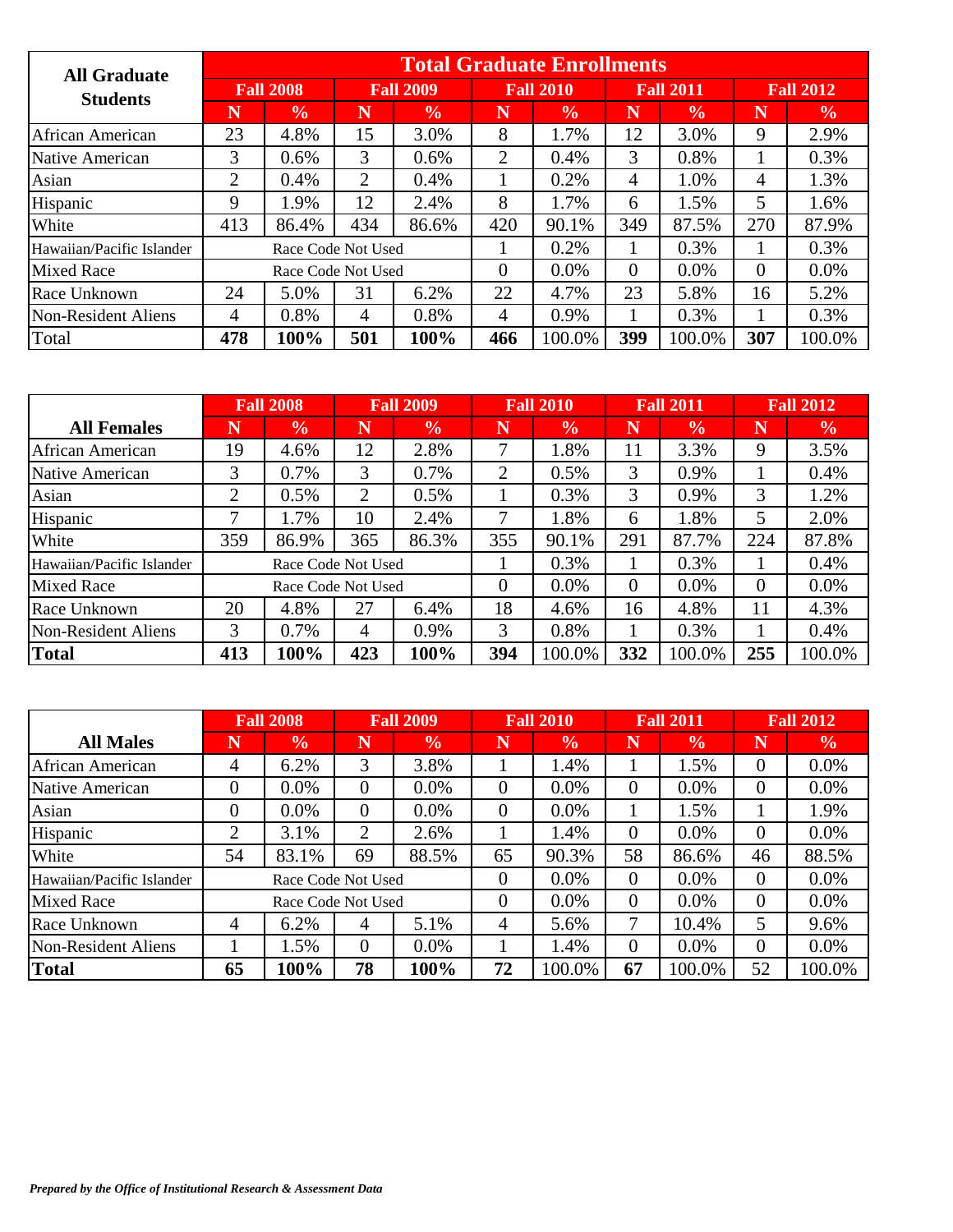| All Graduate Students | Total Graduate Enrollments | | | | | | | | | |
|---|---|---|---|---|---|---|---|---|---|---|
| | Fall 2008 | | Fall 2009 | | Fall 2010 | | Fall 2011 | | Fall 2012 | |
| | N | % | N | % | N | % | N | % | N | % |
| African American | 23 | 4.8% | 15 | 3.0% | 8 | 1.7% | 12 | 3.0% | 9 | 2.9% |
| Native American | 3 | 0.6% | 3 | 0.6% | 2 | 0.4% | 3 | 0.8% | 1 | 0.3% |
| Asian | 2 | 0.4% | 2 | 0.4% | 1 | 0.2% | 4 | 1.0% | 4 | 1.3% |
| Hispanic | 9 | 1.9% | 12 | 2.4% | 8 | 1.7% | 6 | 1.5% | 5 | 1.6% |
| White | 413 | 86.4% | 434 | 86.6% | 420 | 90.1% | 349 | 87.5% | 270 | 87.9% |
| Hawaiian/Pacific Islander | Race Code Not Used | | | | 1 | 0.2% | 1 | 0.3% | 1 | 0.3% |
| Mixed Race | Race Code Not Used | | | | 0 | 0.0% | 0 | 0.0% | 0 | 0.0% |
| Race Unknown | 24 | 5.0% | 31 | 6.2% | 22 | 4.7% | 23 | 5.8% | 16 | 5.2% |
| Non-Resident Aliens | 4 | 0.8% | 4 | 0.8% | 4 | 0.9% | 1 | 0.3% | 1 | 0.3% |
| Total | **478** | **100%** | **501** | **100%** | **466** | 100.0% | **399** | 100.0% | **307** | 100.0% |

| All Females | Fall 2008 | | Fall 2009 | | Fall 2010 | | Fall 2011 | | Fall 2012 | |
|---|---|---|---|---|---|---|---|---|---|---|
| | N | % | N | % | N | % | N | % | N | % |
| African American | 19 | 4.6% | 12 | 2.8% | 7 | 1.8% | 11 | 3.3% | 9 | 3.5% |
| Native American | 3 | 0.7% | 3 | 0.7% | 2 | 0.5% | 3 | 0.9% | 1 | 0.4% |
| Asian | 2 | 0.5% | 2 | 0.5% | 1 | 0.3% | 3 | 0.9% | 3 | 1.2% |
| Hispanic | 7 | 1.7% | 10 | 2.4% | 7 | 1.8% | 6 | 1.8% | 5 | 2.0% |
| White | 359 | 86.9% | 365 | 86.3% | 355 | 90.1% | 291 | 87.7% | 224 | 87.8% |
| Hawaiian/Pacific Islander | Race Code Not Used | | | | 1 | 0.3% | 1 | 0.3% | 1 | 0.4% |
| Mixed Race | Race Code Not Used | | | | 0 | 0.0% | 0 | 0.0% | 0 | 0.0% |
| Race Unknown | 20 | 4.8% | 27 | 6.4% | 18 | 4.6% | 16 | 4.8% | 11 | 4.3% |
| Non-Resident Aliens | 3 | 0.7% | 4 | 0.9% | 3 | 0.8% | 1 | 0.3% | 1 | 0.4% |
| **Total** | **413** | **100%** | **423** | **100%** | **394** | 100.0% | **332** | 100.0% | **255** | 100.0% |

| All Males | Fall 2008 | | Fall 2009 | | Fall 2010 | | Fall 2011 | | Fall 2012 | |
|---|---|---|---|---|---|---|---|---|---|---|
| | N | % | N | % | N | % | N | % | N | % |
| African American | 4 | 6.2% | 3 | 3.8% | 1 | 1.4% | 1 | 1.5% | 0 | 0.0% |
| Native American | 0 | 0.0% | 0 | 0.0% | 0 | 0.0% | 0 | 0.0% | 0 | 0.0% |
| Asian | 0 | 0.0% | 0 | 0.0% | 0 | 0.0% | 1 | 1.5% | 1 | 1.9% |
| Hispanic | 2 | 3.1% | 2 | 2.6% | 1 | 1.4% | 0 | 0.0% | 0 | 0.0% |
| White | 54 | 83.1% | 69 | 88.5% | 65 | 90.3% | 58 | 86.6% | 46 | 88.5% |
| Hawaiian/Pacific Islander | Race Code Not Used | | | | 0 | 0.0% | 0 | 0.0% | 0 | 0.0% |
| Mixed Race | Race Code Not Used | | | | 0 | 0.0% | 0 | 0.0% | 0 | 0.0% |
| Race Unknown | 4 | 6.2% | 4 | 5.1% | 4 | 5.6% | 7 | 10.4% | 5 | 9.6% |
| Non-Resident Aliens | 1 | 1.5% | 0 | 0.0% | 1 | 1.4% | 0 | 0.0% | 0 | 0.0% |
| **Total** | **65** | **100%** | **78** | **100%** | **72** | 100.0% | **67** | 100.0% | 52 | 100.0% |

***Prepared by the Office of Institutional Research & Assessment Data***